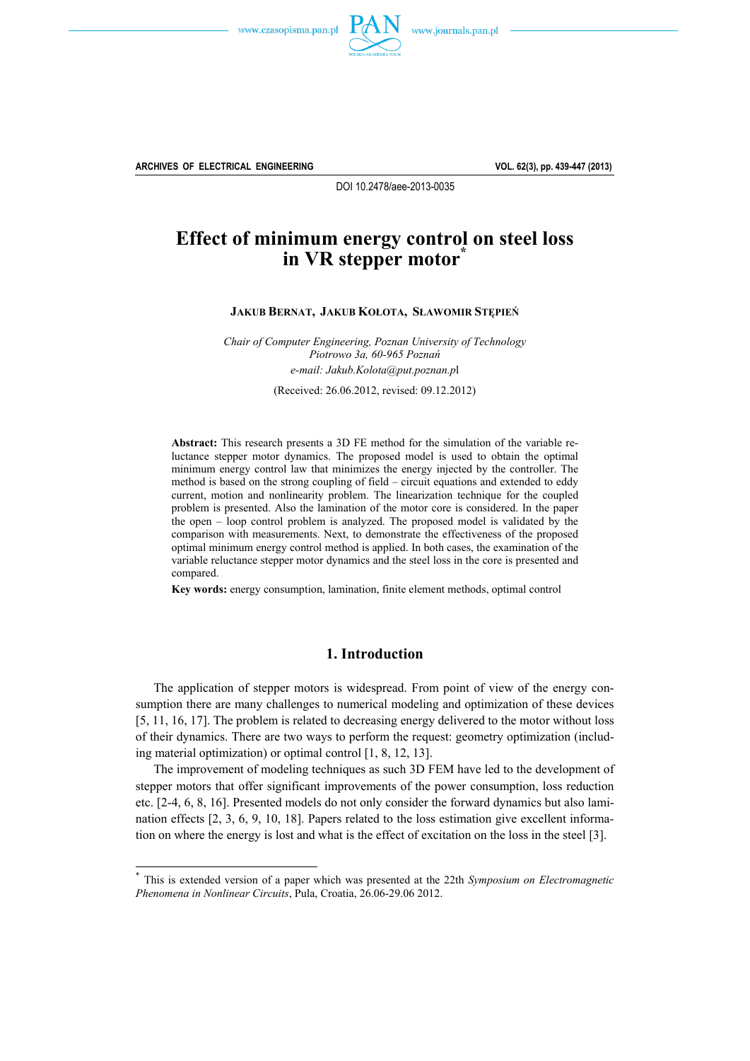DOI 10.2478/aee-2013-0035

# Effect of minimum energy control on steel loss in VR stepper motor*

**JAKUB BERNAT, JAKUB KOŁOTA, SŁAWOMIR STĘPIEŃ**

*Chair of Computer Engineering, Poznan University of Technology*
*Piotrowo 3a, 60-965 Poznań*
*e-mail: Jakub.Kolota@put.poznan.pl*

(Received: 26.06.2012, revised: 09.12.2012)

**Abstract:** This research presents a 3D FE method for the simulation of the variable reluctance stepper motor dynamics. The proposed model is used to obtain the optimal minimum energy control law that minimizes the energy injected by the controller. The method is based on the strong coupling of field – circuit equations and extended to eddy current, motion and nonlinearity problem. The linearization technique for the coupled problem is presented. Also the lamination of the motor core is considered. In the paper the open – loop control problem is analyzed. The proposed model is validated by the comparison with measurements. Next, to demonstrate the effectiveness of the proposed optimal minimum energy control method is applied. In both cases, the examination of the variable reluctance stepper motor dynamics and the steel loss in the core is presented and compared.

**Key words:** energy consumption, lamination, finite element methods, optimal control

## 1. Introduction

The application of stepper motors is widespread. From point of view of the energy consumption there are many challenges to numerical modeling and optimization of these devices [5, 11, 16, 17]. The problem is related to decreasing energy delivered to the motor without loss of their dynamics. There are two ways to perform the request: geometry optimization (including material optimization) or optimal control [1, 8, 12, 13].

The improvement of modeling techniques as such 3D FEM have led to the development of stepper motors that offer significant improvements of the power consumption, loss reduction etc. [2-4, 6, 8, 16]. Presented models do not only consider the forward dynamics but also lamination effects [2, 3, 6, 9, 10, 18]. Papers related to the loss estimation give excellent information on where the energy is lost and what is the effect of excitation on the loss in the steel [3].

---

* This is extended version of a paper which was presented at the 22th *Symposium on Electromagnetic Phenomena in Nonlinear Circuits*, Pula, Croatia, 26.06-29.06 2012.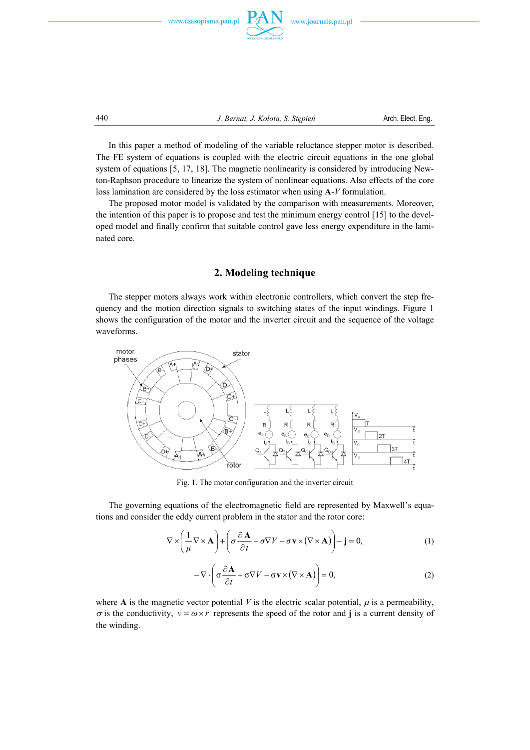In this paper a method of modeling of the variable reluctance stepper motor is described. The FE system of equations is coupled with the electric circuit equations in the one global system of equations [5, 17, 18]. The magnetic nonlinearity is considered by introducing Newton-Raphson procedure to linearize the system of nonlinear equations. Also effects of the core loss lamination are considered by the loss estimator when using **A**-$V$ formulation.

The proposed motor model is validated by the comparison with measurements. Moreover, the intention of this paper is to propose and test the minimum energy control [15] to the developed model and finally confirm that suitable control gave less energy expenditure in the laminated core.

## 2. Modeling technique

The stepper motors always work within electronic controllers, which convert the step frequency and the motion direction signals to switching states of the input windings. Figure 1 shows the configuration of the motor and the inverter circuit and the sequence of the voltage waveforms.

Fig. 1. The motor configuration and the inverter circuit

The governing equations of the electromagnetic field are represented by Maxwell's equations and consider the eddy current problem in the stator and the rotor core:

$$\nabla \times \left( \frac{1}{\mu} \nabla \times \mathbf{A} \right) + \left( \sigma \frac{\partial \mathbf{A}}{\partial t} + \sigma \nabla V - \sigma \mathbf{v} \times (\nabla \times \mathbf{A}) \right) - \mathbf{j} = 0, \tag{1}$$

$$-\nabla \cdot \left( \sigma \frac{\partial \mathbf{A}}{\partial t} + \sigma \nabla V - \sigma \mathbf{v} \times (\nabla \times \mathbf{A}) \right) = 0, \tag{2}$$

where **A** is the magnetic vector potential $V$ is the electric scalar potential, $\mu$ is a permeability, $\sigma$ is the conductivity, $v = \omega \times r$ represents the speed of the rotor and **j** is a current density of the winding.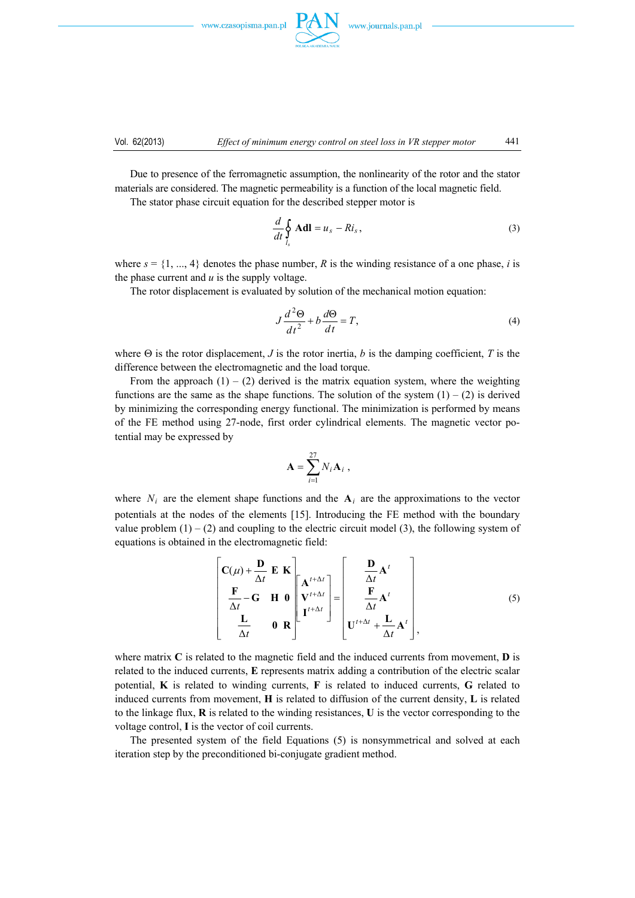Due to presence of the ferromagnetic assumption, the nonlinearity of the rotor and the stator materials are considered. The magnetic permeability is a function of the local magnetic field.

The stator phase circuit equation for the described stepper motor is

$$\frac{d}{dt}\oint_{l_s} \mathbf{A}d\mathbf{l} = u_s - Ri_s, \tag{3}$$

where $s = \{1, ..., 4\}$ denotes the phase number, $R$ is the winding resistance of a one phase, $i$ is the phase current and $u$ is the supply voltage.

The rotor displacement is evaluated by solution of the mechanical motion equation:

$$J\frac{d^2\Theta}{dt^2} + b\frac{d\Theta}{dt} = T, \tag{4}$$

where $\Theta$ is the rotor displacement, $J$ is the rotor inertia, $b$ is the damping coefficient, $T$ is the difference between the electromagnetic and the load torque.

From the approach (1) – (2) derived is the matrix equation system, where the weighting functions are the same as the shape functions. The solution of the system (1) – (2) is derived by minimizing the corresponding energy functional. The minimization is performed by means of the FE method using 27-node, first order cylindrical elements. The magnetic vector potential may be expressed by

$$\mathbf{A} = \sum_{i=1}^{27} N_i \mathbf{A}_i \,,$$

where $N_i$ are the element shape functions and the $\mathbf{A}_i$ are the approximations to the vector potentials at the nodes of the elements [15]. Introducing the FE method with the boundary value problem (1) – (2) and coupling to the electric circuit model (3), the following system of equations is obtained in the electromagnetic field:

$$\begin{bmatrix} \mathbf{C}(\mu) + \dfrac{\mathbf{D}}{\Delta t} & \mathbf{E} & \mathbf{K} \\ \dfrac{\mathbf{F}}{\Delta t} - \mathbf{G} & \mathbf{H} & \mathbf{0} \\ \dfrac{\mathbf{L}}{\Delta t} & \mathbf{0} & \mathbf{R} \end{bmatrix} \begin{bmatrix} \mathbf{A}^{t+\Delta t} \\ \mathbf{V}^{t+\Delta t} \\ \mathbf{I}^{t+\Delta t} \end{bmatrix} = \begin{bmatrix} \dfrac{\mathbf{D}}{\Delta t}\mathbf{A}^t \\ \dfrac{\mathbf{F}}{\Delta t}\mathbf{A}^t \\ \mathbf{U}^{t+\Delta t} + \dfrac{\mathbf{L}}{\Delta t}\mathbf{A}^t \end{bmatrix}, \tag{5}$$

where matrix $\mathbf{C}$ is related to the magnetic field and the induced currents from movement, $\mathbf{D}$ is related to the induced currents, $\mathbf{E}$ represents matrix adding a contribution of the electric scalar potential, $\mathbf{K}$ is related to winding currents, $\mathbf{F}$ is related to induced currents, $\mathbf{G}$ related to induced currents from movement, $\mathbf{H}$ is related to diffusion of the current density, $\mathbf{L}$ is related to the linkage flux, $\mathbf{R}$ is related to the winding resistances, $\mathbf{U}$ is the vector corresponding to the voltage control, $\mathbf{I}$ is the vector of coil currents.

The presented system of the field Equations (5) is nonsymmetrical and solved at each iteration step by the preconditioned bi-conjugate gradient method.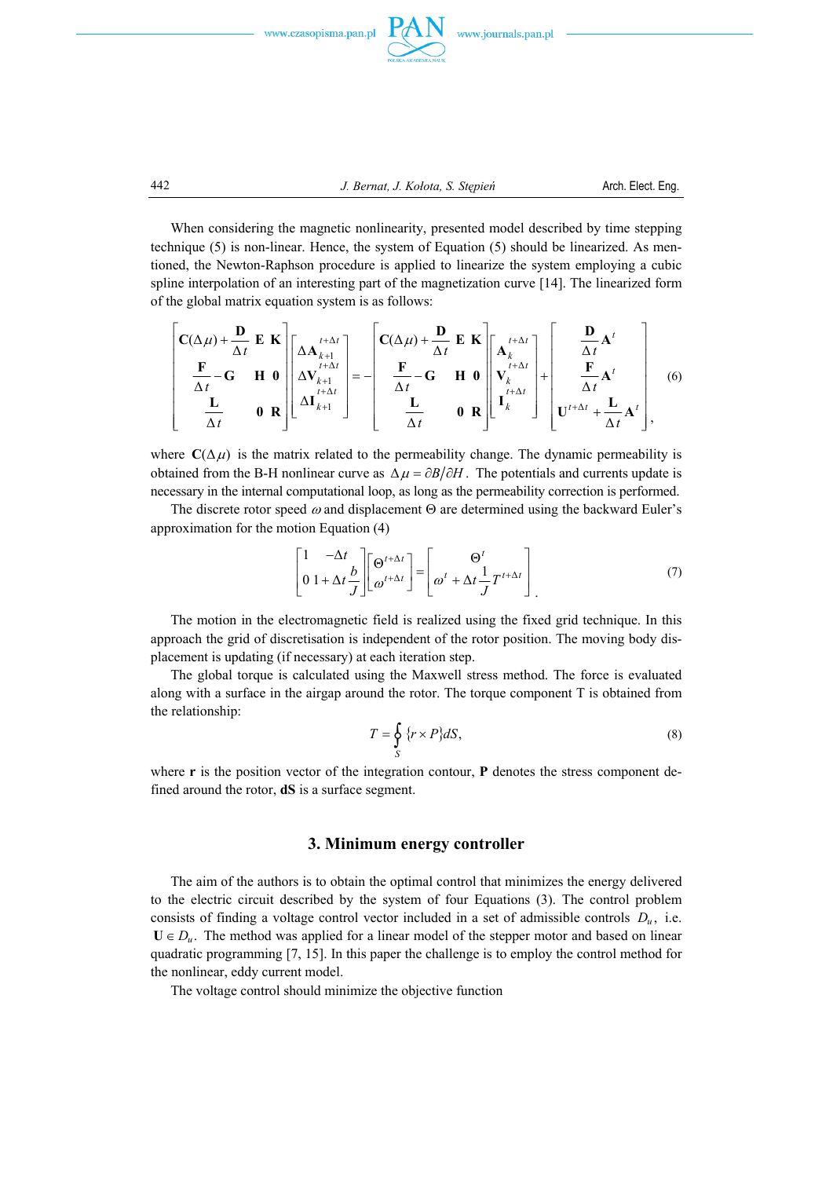When considering the magnetic nonlinearity, presented model described by time stepping technique (5) is non-linear. Hence, the system of Equation (5) should be linearized. As mentioned, the Newton-Raphson procedure is applied to linearize the system employing a cubic spline interpolation of an interesting part of the magnetization curve [14]. The linearized form of the global matrix equation system is as follows:

$$\begin{bmatrix} \mathbf{C}(\Delta\mu)+\dfrac{\mathbf{D}}{\Delta t} & \mathbf{E} & \mathbf{K} \\ \dfrac{\mathbf{F}}{\Delta t}-\mathbf{G} & \mathbf{H} & \mathbf{0} \\ \dfrac{\mathbf{L}}{\Delta t} & \mathbf{0} & \mathbf{R} \end{bmatrix} \begin{bmatrix} \Delta\mathbf{A}_{k+1}^{t+\Delta t} \\ \Delta\mathbf{V}_{k+1}^{t+\Delta t} \\ \Delta\mathbf{I}_{k+1}^{t+\Delta t} \end{bmatrix} = - \begin{bmatrix} \mathbf{C}(\Delta\mu)+\dfrac{\mathbf{D}}{\Delta t} & \mathbf{E} & \mathbf{K} \\ \dfrac{\mathbf{F}}{\Delta t}-\mathbf{G} & \mathbf{H} & \mathbf{0} \\ \dfrac{\mathbf{L}}{\Delta t} & \mathbf{0} & \mathbf{R} \end{bmatrix} \begin{bmatrix} \mathbf{A}_{k}^{t+\Delta t} \\ \mathbf{V}_{k}^{t+\Delta t} \\ \mathbf{I}_{k}^{t+\Delta t} \end{bmatrix} + \begin{bmatrix} \dfrac{\mathbf{D}}{\Delta t}\mathbf{A}^{t} \\ \dfrac{\mathbf{F}}{\Delta t}\mathbf{A}^{t} \\ \mathbf{U}^{t+\Delta t}+\dfrac{\mathbf{L}}{\Delta t}\mathbf{A}^{t} \end{bmatrix}, \tag{6}$$

where $\mathbf{C}(\Delta\mu)$ is the matrix related to the permeability change. The dynamic permeability is obtained from the B-H nonlinear curve as $\Delta\mu = \partial B/\partial H$. The potentials and currents update is necessary in the internal computational loop, as long as the permeability correction is performed.

The discrete rotor speed $\omega$ and displacement $\Theta$ are determined using the backward Euler's approximation for the motion Equation (4)

$$\begin{bmatrix} 1 & -\Delta t \\ 0 & 1+\Delta t\dfrac{b}{J} \end{bmatrix} \begin{bmatrix} \Theta^{t+\Delta t} \\ \omega^{t+\Delta t} \end{bmatrix} = \begin{bmatrix} \Theta^{t} \\ \omega^{t}+\Delta t\dfrac{1}{J}T^{t+\Delta t} \end{bmatrix}. \tag{7}$$

The motion in the electromagnetic field is realized using the fixed grid technique. In this approach the grid of discretisation is independent of the rotor position. The moving body displacement is updating (if necessary) at each iteration step.

The global torque is calculated using the Maxwell stress method. The force is evaluated along with a surface in the airgap around the rotor. The torque component T is obtained from the relationship:

$$T = \oint_S \{r \times P\} dS, \tag{8}$$

where $\mathbf{r}$ is the position vector of the integration contour, $\mathbf{P}$ denotes the stress component defined around the rotor, $\mathbf{dS}$ is a surface segment.

## 3. Minimum energy controller

The aim of the authors is to obtain the optimal control that minimizes the energy delivered to the electric circuit described by the system of four Equations (3). The control problem consists of finding a voltage control vector included in a set of admissible controls $D_u$, i.e. $\mathbf{U} \in D_u$. The method was applied for a linear model of the stepper motor and based on linear quadratic programming [7, 15]. In this paper the challenge is to employ the control method for the nonlinear, eddy current model.

The voltage control should minimize the objective function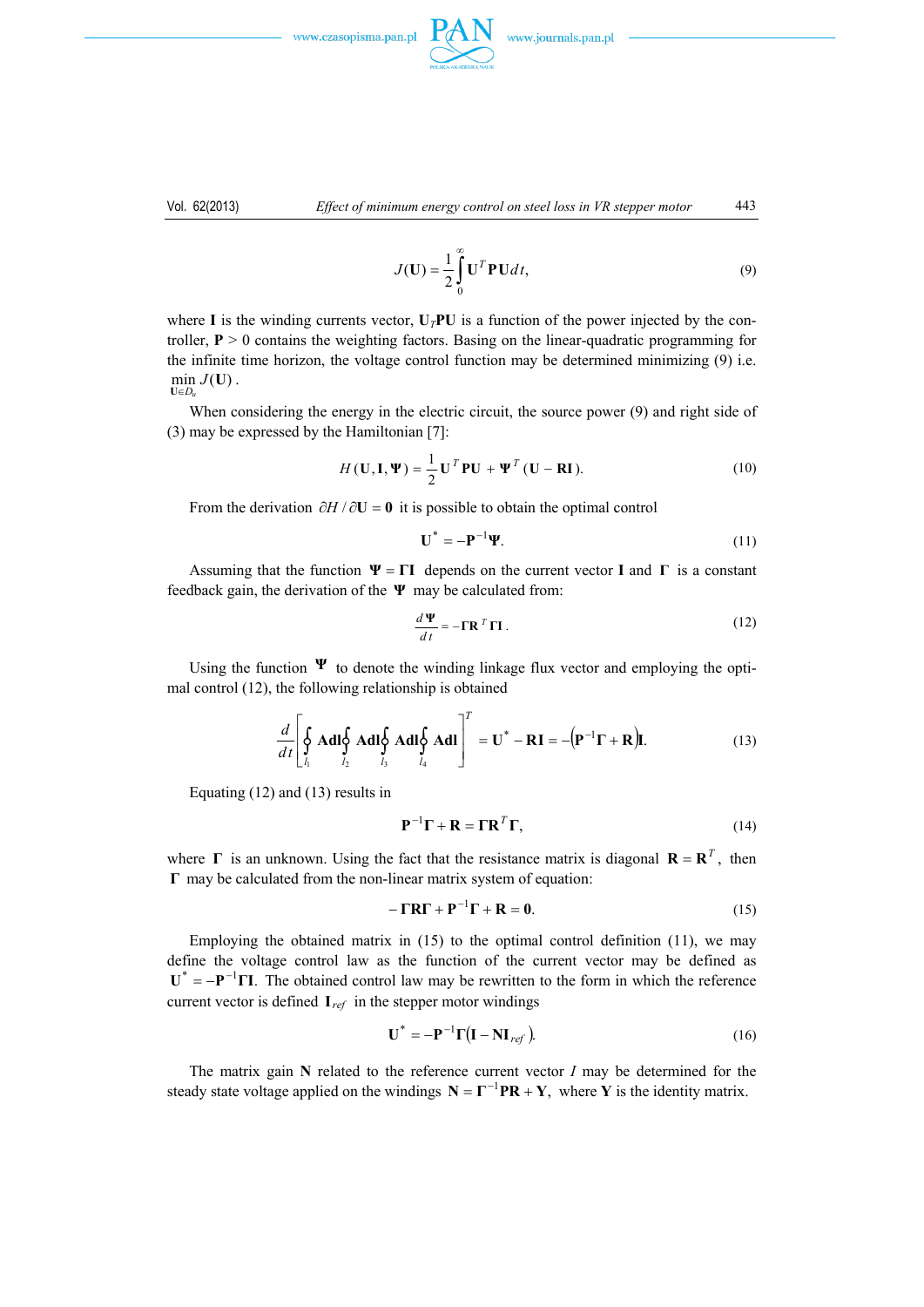$$J(\mathbf{U}) = \frac{1}{2}\int_{0}^{\infty} \mathbf{U}^T \mathbf{P} \mathbf{U} dt, \tag{9}$$

where **I** is the winding currents vector, $\mathbf{U}_T\mathbf{P}\mathbf{U}$ is a function of the power injected by the controller, $\mathbf{P} > 0$ contains the weighting factors. Basing on the linear-quadratic programming for the infinite time horizon, the voltage control function may be determined minimizing (9) i.e. $\min_{\mathbf{U}\in D_u} J(\mathbf{U})$.

When considering the energy in the electric circuit, the source power (9) and right side of (3) may be expressed by the Hamiltonian [7]:

$$H(\mathbf{U}, \mathbf{I}, \mathbf{\Psi}) = \frac{1}{2}\mathbf{U}^T \mathbf{P}\mathbf{U} + \mathbf{\Psi}^T(\mathbf{U} - \mathbf{R}\mathbf{I}). \tag{10}$$

From the derivation $\partial H / \partial \mathbf{U} = \mathbf{0}$ it is possible to obtain the optimal control

$$\mathbf{U}^* = -\mathbf{P}^{-1}\mathbf{\Psi}. \tag{11}$$

Assuming that the function $\mathbf{\Psi} = \mathbf{\Gamma}\mathbf{I}$ depends on the current vector **I** and $\mathbf{\Gamma}$ is a constant feedback gain, the derivation of the $\mathbf{\Psi}$ may be calculated from:

$$\frac{d\mathbf{\Psi}}{dt} = -\mathbf{\Gamma}\mathbf{R}^T\mathbf{\Gamma}\mathbf{I}. \tag{12}$$

Using the function $\mathbf{\Psi}$ to denote the winding linkage flux vector and employing the optimal control (12), the following relationship is obtained

$$\frac{d}{dt}\left[\oint_{l_1} \mathbf{A}d\mathbf{l} \oint_{l_2} \mathbf{A}d\mathbf{l} \oint_{l_3} \mathbf{A}d\mathbf{l} \oint_{l_4} \mathbf{A}d\mathbf{l}\right]^T = \mathbf{U}^* - \mathbf{R}\mathbf{I} = -\left(\mathbf{P}^{-1}\mathbf{\Gamma} + \mathbf{R}\right)\mathbf{I}. \tag{13}$$

Equating (12) and (13) results in

$$\mathbf{P}^{-1}\mathbf{\Gamma} + \mathbf{R} = \mathbf{\Gamma}\mathbf{R}^T\mathbf{\Gamma}, \tag{14}$$

where $\mathbf{\Gamma}$ is an unknown. Using the fact that the resistance matrix is diagonal $\mathbf{R} = \mathbf{R}^T$, then $\mathbf{\Gamma}$ may be calculated from the non-linear matrix system of equation:

$$-\mathbf{\Gamma}\mathbf{R}\mathbf{\Gamma} + \mathbf{P}^{-1}\mathbf{\Gamma} + \mathbf{R} = \mathbf{0}. \tag{15}$$

Employing the obtained matrix in (15) to the optimal control definition (11), we may define the voltage control law as the function of the current vector may be defined as $\mathbf{U}^* = -\mathbf{P}^{-1}\mathbf{\Gamma}\mathbf{I}$. The obtained control law may be rewritten to the form in which the reference current vector is defined $\mathbf{I}_{ref}$ in the stepper motor windings

$$\mathbf{U}^* = -\mathbf{P}^{-1}\mathbf{\Gamma}\left(\mathbf{I} - \mathbf{N}\mathbf{I}_{ref}\right). \tag{16}$$

The matrix gain **N** related to the reference current vector $I$ may be determined for the steady state voltage applied on the windings $\mathbf{N} = \mathbf{\Gamma}^{-1}\mathbf{P}\mathbf{R} + \mathbf{Y}$, where **Y** is the identity matrix.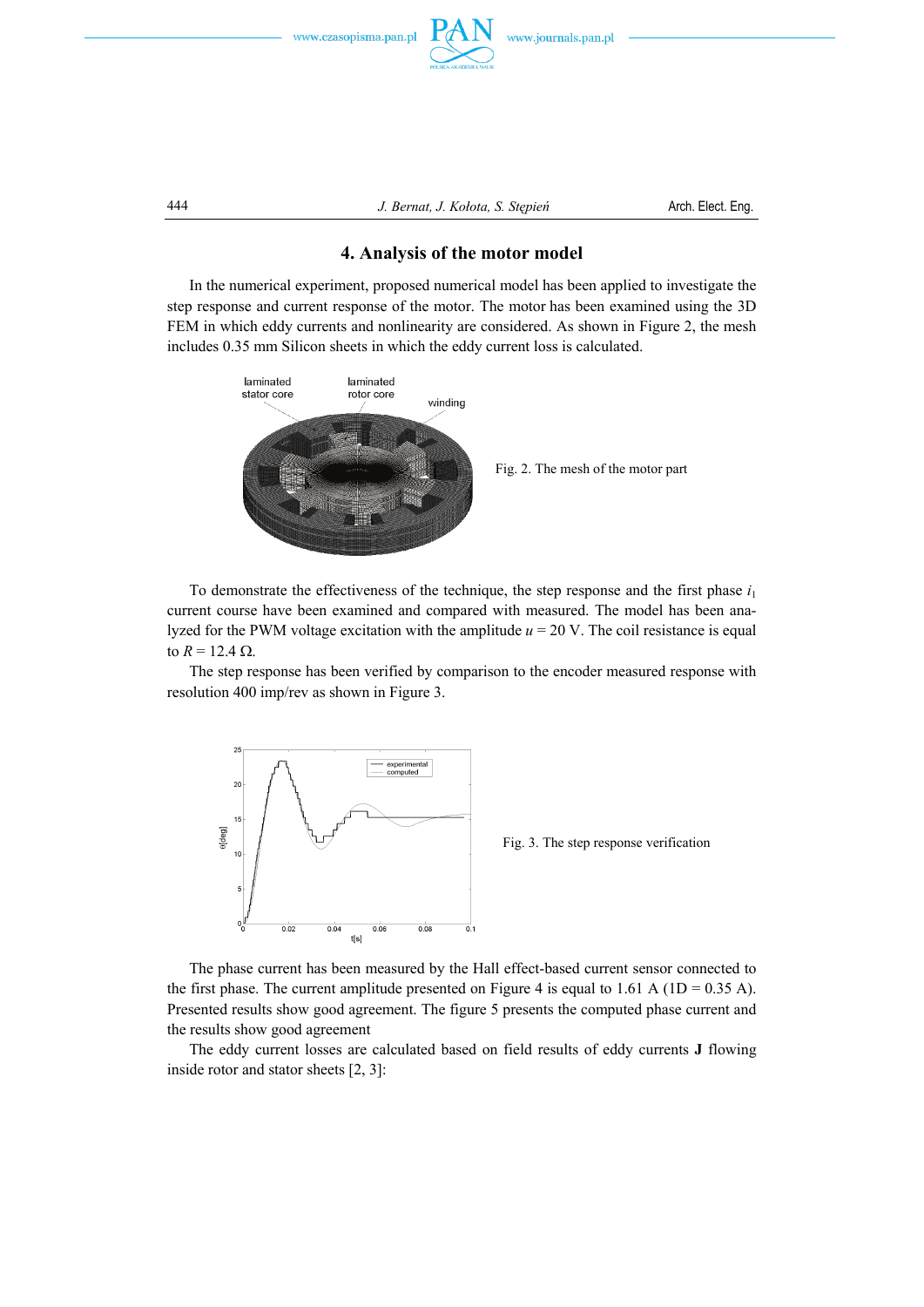## 4. Analysis of the motor model

In the numerical experiment, proposed numerical model has been applied to investigate the step response and current response of the motor. The motor has been examined using the 3D FEM in which eddy currents and nonlinearity are considered. As shown in Figure 2, the mesh includes 0.35 mm Silicon sheets in which the eddy current loss is calculated.

Fig. 2. The mesh of the motor part

To demonstrate the effectiveness of the technique, the step response and the first phase $i_1$ current course have been examined and compared with measured. The model has been analyzed for the PWM voltage excitation with the amplitude $u = 20$ V. The coil resistance is equal to $R = 12.4\ \Omega$.

The step response has been verified by comparison to the encoder measured response with resolution 400 imp/rev as shown in Figure 3.

Fig. 3. The step response verification

The phase current has been measured by the Hall effect-based current sensor connected to the first phase. The current amplitude presented on Figure 4 is equal to 1.61 A (1D = 0.35 A). Presented results show good agreement. The figure 5 presents the computed phase current and the results show good agreement

The eddy current losses are calculated based on field results of eddy currents **J** flowing inside rotor and stator sheets [2, 3]: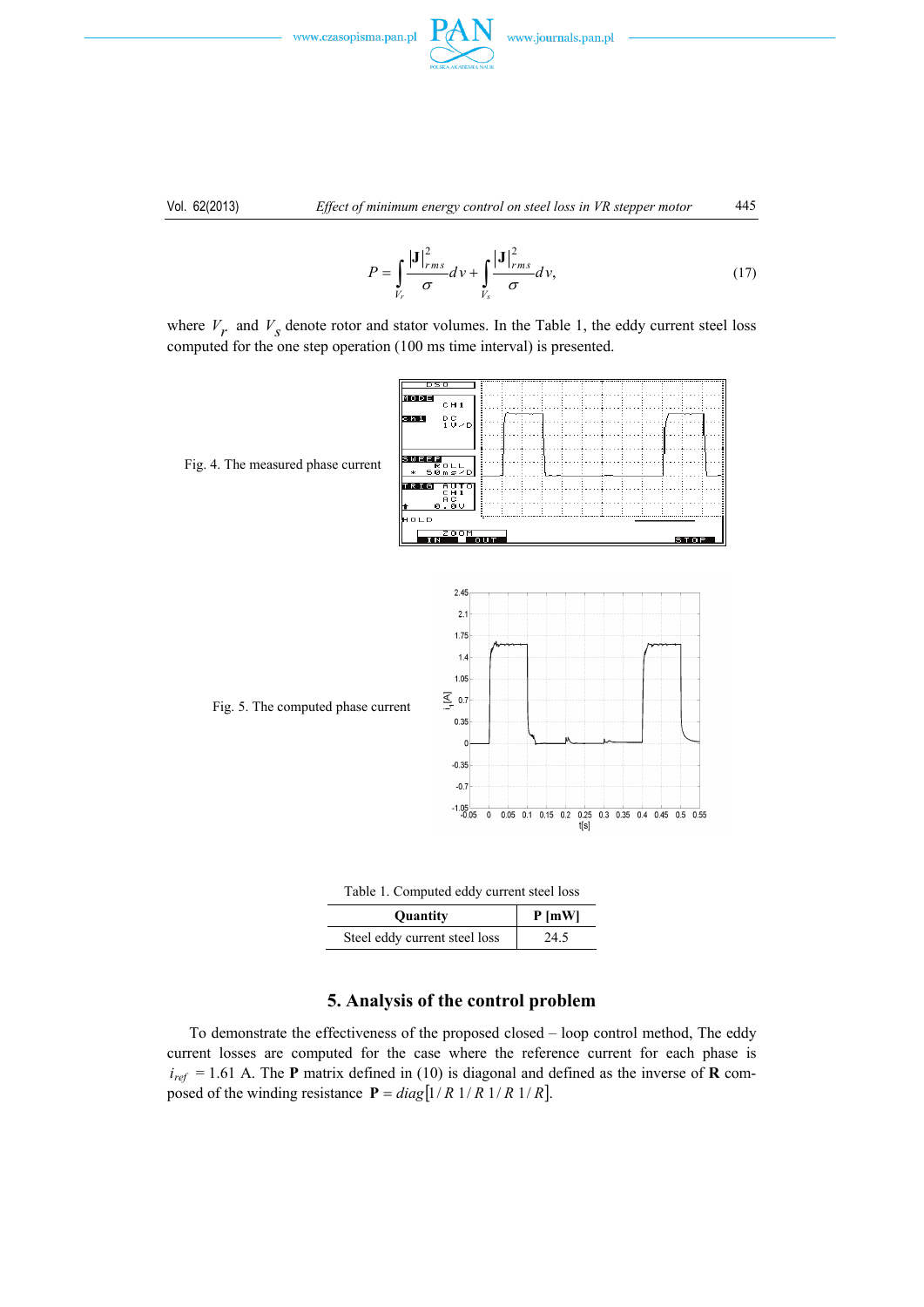$$P = \int_{V_r} \frac{|\mathbf{J}|_{rms}^2}{\sigma} dv + \int_{V_s} \frac{|\mathbf{J}|_{rms}^2}{\sigma} dv, \tag{17}$$

where $V_r$ and $V_s$ denote rotor and stator volumes. In the Table 1, the eddy current steel loss computed for the one step operation (100 ms time interval) is presented.

Fig. 4. The measured phase current

Fig. 5. The computed phase current

Table 1. Computed eddy current steel loss

| Quantity | P [mW] |
|---|---|
| Steel eddy current steel loss | 24.5 |

## 5. Analysis of the control problem

To demonstrate the effectiveness of the proposed closed – loop control method, The eddy current losses are computed for the case where the reference current for each phase is $i_{ref}$ = 1.61 A. The **P** matrix defined in (10) is diagonal and defined as the inverse of **R** composed of the winding resistance $\mathbf{P} = diag[1/R\ 1/R\ 1/R\ 1/R]$.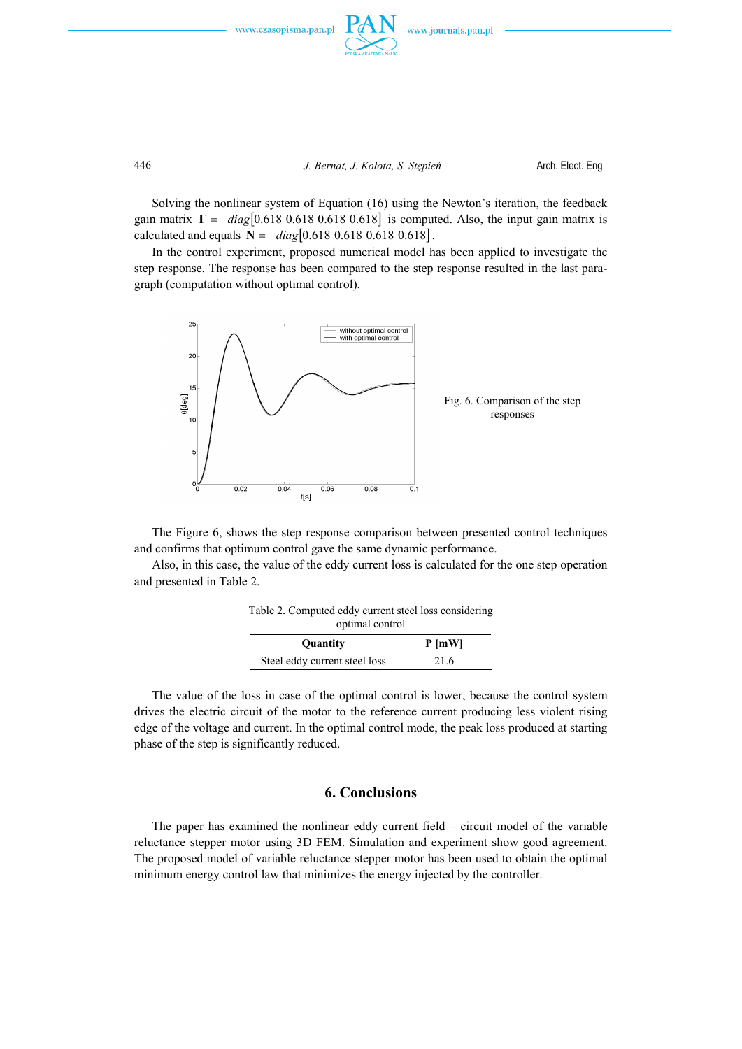Solving the nonlinear system of Equation (16) using the Newton's iteration, the feedback gain matrix $\mathbf{\Gamma} = -diag[0.618\ 0.618\ 0.618\ 0.618]$ is computed. Also, the input gain matrix is calculated and equals $\mathbf{N} = -diag[0.618\ 0.618\ 0.618\ 0.618]$.

In the control experiment, proposed numerical model has been applied to investigate the step response. The response has been compared to the step response resulted in the last paragraph (computation without optimal control).

Fig. 6. Comparison of the step responses

The Figure 6, shows the step response comparison between presented control techniques and confirms that optimum control gave the same dynamic performance.

Also, in this case, the value of the eddy current loss is calculated for the one step operation and presented in Table 2.

Table 2. Computed eddy current steel loss considering optimal control

| Quantity | P [mW] |
|---|---|
| Steel eddy current steel loss | 21.6 |

The value of the loss in case of the optimal control is lower, because the control system drives the electric circuit of the motor to the reference current producing less violent rising edge of the voltage and current. In the optimal control mode, the peak loss produced at starting phase of the step is significantly reduced.

## 6. Conclusions

The paper has examined the nonlinear eddy current field – circuit model of the variable reluctance stepper motor using 3D FEM. Simulation and experiment show good agreement. The proposed model of variable reluctance stepper motor has been used to obtain the optimal minimum energy control law that minimizes the energy injected by the controller.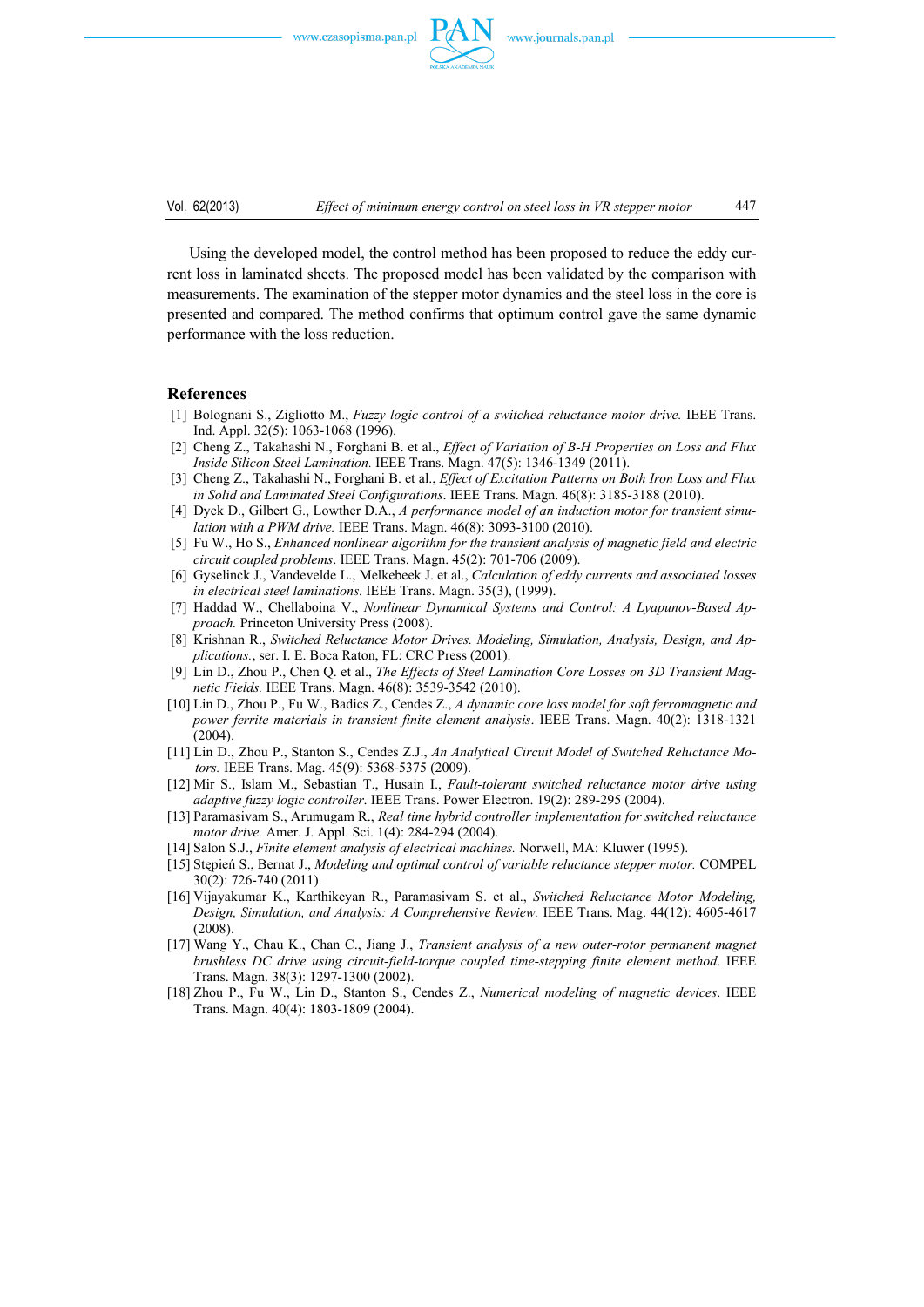Using the developed model, the control method has been proposed to reduce the eddy current loss in laminated sheets. The proposed model has been validated by the comparison with measurements. The examination of the stepper motor dynamics and the steel loss in the core is presented and compared. The method confirms that optimum control gave the same dynamic performance with the loss reduction.

## References

[1] Bolognani S., Zigliotto M., *Fuzzy logic control of a switched reluctance motor drive.* IEEE Trans. Ind. Appl. 32(5): 1063-1068 (1996).

[2] Cheng Z., Takahashi N., Forghani B. et al., *Effect of Variation of B-H Properties on Loss and Flux Inside Silicon Steel Lamination.* IEEE Trans. Magn. 47(5): 1346-1349 (2011).

[3] Cheng Z., Takahashi N., Forghani B. et al., *Effect of Excitation Patterns on Both Iron Loss and Flux in Solid and Laminated Steel Configurations*. IEEE Trans. Magn. 46(8): 3185-3188 (2010).

[4] Dyck D., Gilbert G., Lowther D.A., *A performance model of an induction motor for transient simulation with a PWM drive.* IEEE Trans. Magn. 46(8): 3093-3100 (2010).

[5] Fu W., Ho S., *Enhanced nonlinear algorithm for the transient analysis of magnetic field and electric circuit coupled problems*. IEEE Trans. Magn. 45(2): 701-706 (2009).

[6] Gyselinck J., Vandevelde L., Melkebeek J. et al., *Calculation of eddy currents and associated losses in electrical steel laminations.* IEEE Trans. Magn. 35(3), (1999).

[7] Haddad W., Chellaboina V., *Nonlinear Dynamical Systems and Control: A Lyapunov-Based Approach.* Princeton University Press (2008).

[8] Krishnan R., *Switched Reluctance Motor Drives. Modeling, Simulation, Analysis, Design, and Applications.*, ser. I. E. Boca Raton, FL: CRC Press (2001).

[9] Lin D., Zhou P., Chen Q. et al., *The Effects of Steel Lamination Core Losses on 3D Transient Magnetic Fields.* IEEE Trans. Magn. 46(8): 3539-3542 (2010).

[10] Lin D., Zhou P., Fu W., Badics Z., Cendes Z., *A dynamic core loss model for soft ferromagnetic and power ferrite materials in transient finite element analysis*. IEEE Trans. Magn. 40(2): 1318-1321 (2004).

[11] Lin D., Zhou P., Stanton S., Cendes Z.J., *An Analytical Circuit Model of Switched Reluctance Motors.* IEEE Trans. Mag. 45(9): 5368-5375 (2009).

[12] Mir S., Islam M., Sebastian T., Husain I., *Fault-tolerant switched reluctance motor drive using adaptive fuzzy logic controller*. IEEE Trans. Power Electron. 19(2): 289-295 (2004).

[13] Paramasivam S., Arumugam R., *Real time hybrid controller implementation for switched reluctance motor drive.* Amer. J. Appl. Sci. 1(4): 284-294 (2004).

[14] Salon S.J., *Finite element analysis of electrical machines.* Norwell, MA: Kluwer (1995).

[15] Stępień S., Bernat J., *Modeling and optimal control of variable reluctance stepper motor.* COMPEL 30(2): 726-740 (2011).

[16] Vijayakumar K., Karthikeyan R., Paramasivam S. et al., *Switched Reluctance Motor Modeling, Design, Simulation, and Analysis: A Comprehensive Review.* IEEE Trans. Mag. 44(12): 4605-4617 (2008).

[17] Wang Y., Chau K., Chan C., Jiang J., *Transient analysis of a new outer-rotor permanent magnet brushless DC drive using circuit-field-torque coupled time-stepping finite element method*. IEEE Trans. Magn. 38(3): 1297-1300 (2002).

[18] Zhou P., Fu W., Lin D., Stanton S., Cendes Z., *Numerical modeling of magnetic devices*. IEEE Trans. Magn. 40(4): 1803-1809 (2004).